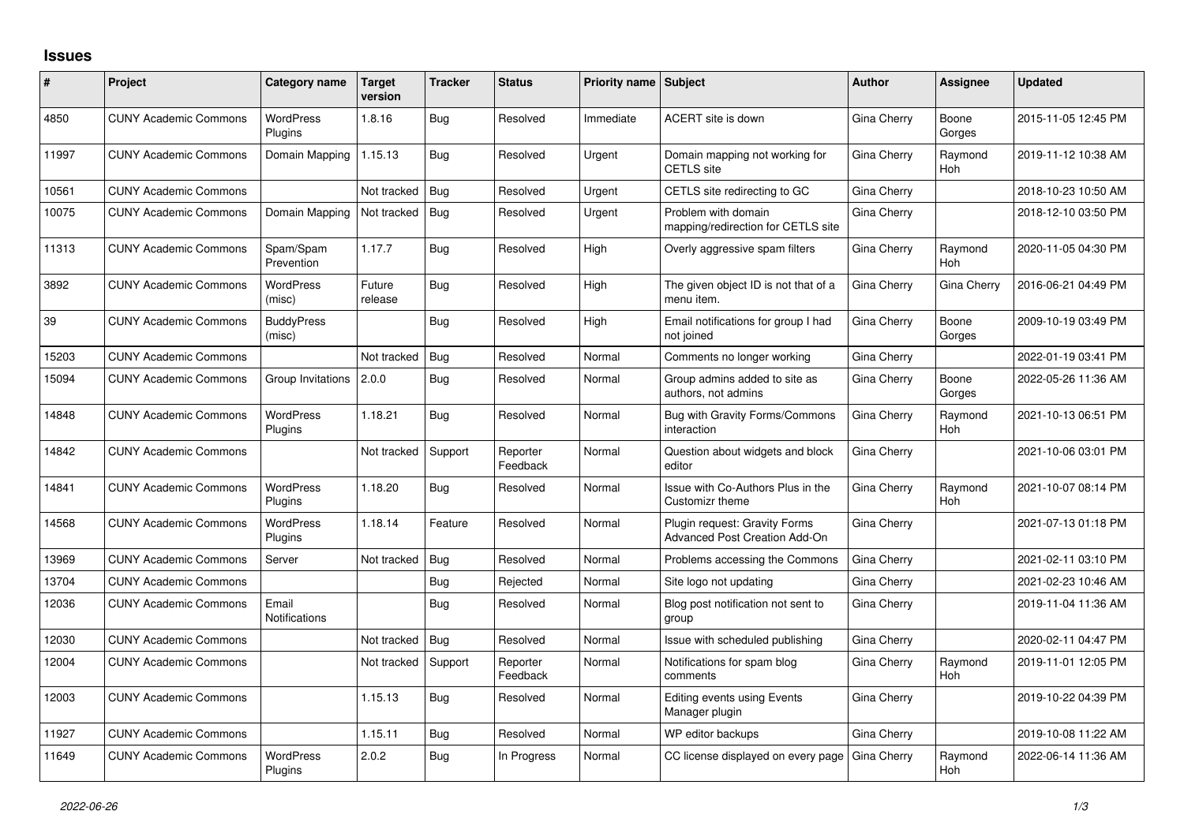## Issues

| # | Project | Category name | Target version | Tracker | Status | Priority name | Subject | Author | Assignee | Updated |
|---|---|---|---|---|---|---|---|---|---|---|
| 4850 | CUNY Academic Commons | WordPress Plugins | 1.8.16 | Bug | Resolved | Immediate | ACERT site is down | Gina Cherry | Boone Gorges | 2015-11-05 12:45 PM |
| 11997 | CUNY Academic Commons | Domain Mapping | 1.15.13 | Bug | Resolved | Urgent | Domain mapping not working for CETLS site | Gina Cherry | Raymond Hoh | 2019-11-12 10:38 AM |
| 10561 | CUNY Academic Commons | | Not tracked | Bug | Resolved | Urgent | CETLS site redirecting to GC | Gina Cherry | | 2018-10-23 10:50 AM |
| 10075 | CUNY Academic Commons | Domain Mapping | Not tracked | Bug | Resolved | Urgent | Problem with domain mapping/redirection for CETLS site | Gina Cherry | | 2018-12-10 03:50 PM |
| 11313 | CUNY Academic Commons | Spam/Spam Prevention | 1.17.7 | Bug | Resolved | High | Overly aggressive spam filters | Gina Cherry | Raymond Hoh | 2020-11-05 04:30 PM |
| 3892 | CUNY Academic Commons | WordPress (misc) | Future release | Bug | Resolved | High | The given object ID is not that of a menu item. | Gina Cherry | Gina Cherry | 2016-06-21 04:49 PM |
| 39 | CUNY Academic Commons | BuddyPress (misc) | | Bug | Resolved | High | Email notifications for group I had not joined | Gina Cherry | Boone Gorges | 2009-10-19 03:49 PM |
| 15203 | CUNY Academic Commons | | Not tracked | Bug | Resolved | Normal | Comments no longer working | Gina Cherry | | 2022-01-19 03:41 PM |
| 15094 | CUNY Academic Commons | Group Invitations | 2.0.0 | Bug | Resolved | Normal | Group admins added to site as authors, not admins | Gina Cherry | Boone Gorges | 2022-05-26 11:36 AM |
| 14848 | CUNY Academic Commons | WordPress Plugins | 1.18.21 | Bug | Resolved | Normal | Bug with Gravity Forms/Commons interaction | Gina Cherry | Raymond Hoh | 2021-10-13 06:51 PM |
| 14842 | CUNY Academic Commons | | Not tracked | Support | Reporter Feedback | Normal | Question about widgets and block editor | Gina Cherry | | 2021-10-06 03:01 PM |
| 14841 | CUNY Academic Commons | WordPress Plugins | 1.18.20 | Bug | Resolved | Normal | Issue with Co-Authors Plus in the Customizr theme | Gina Cherry | Raymond Hoh | 2021-10-07 08:14 PM |
| 14568 | CUNY Academic Commons | WordPress Plugins | 1.18.14 | Feature | Resolved | Normal | Plugin request: Gravity Forms Advanced Post Creation Add-On | Gina Cherry | | 2021-07-13 01:18 PM |
| 13969 | CUNY Academic Commons | Server | Not tracked | Bug | Resolved | Normal | Problems accessing the Commons | Gina Cherry | | 2021-02-11 03:10 PM |
| 13704 | CUNY Academic Commons | | | Bug | Rejected | Normal | Site logo not updating | Gina Cherry | | 2021-02-23 10:46 AM |
| 12036 | CUNY Academic Commons | Email Notifications | | Bug | Resolved | Normal | Blog post notification not sent to group | Gina Cherry | | 2019-11-04 11:36 AM |
| 12030 | CUNY Academic Commons | | Not tracked | Bug | Resolved | Normal | Issue with scheduled publishing | Gina Cherry | | 2020-02-11 04:47 PM |
| 12004 | CUNY Academic Commons | | Not tracked | Support | Reporter Feedback | Normal | Notifications for spam blog comments | Gina Cherry | Raymond Hoh | 2019-11-01 12:05 PM |
| 12003 | CUNY Academic Commons | | 1.15.13 | Bug | Resolved | Normal | Editing events using Events Manager plugin | Gina Cherry | | 2019-10-22 04:39 PM |
| 11927 | CUNY Academic Commons | | 1.15.11 | Bug | Resolved | Normal | WP editor backups | Gina Cherry | | 2019-10-08 11:22 AM |
| 11649 | CUNY Academic Commons | WordPress Plugins | 2.0.2 | Bug | In Progress | Normal | CC license displayed on every page | Gina Cherry | Raymond Hoh | 2022-06-14 11:36 AM |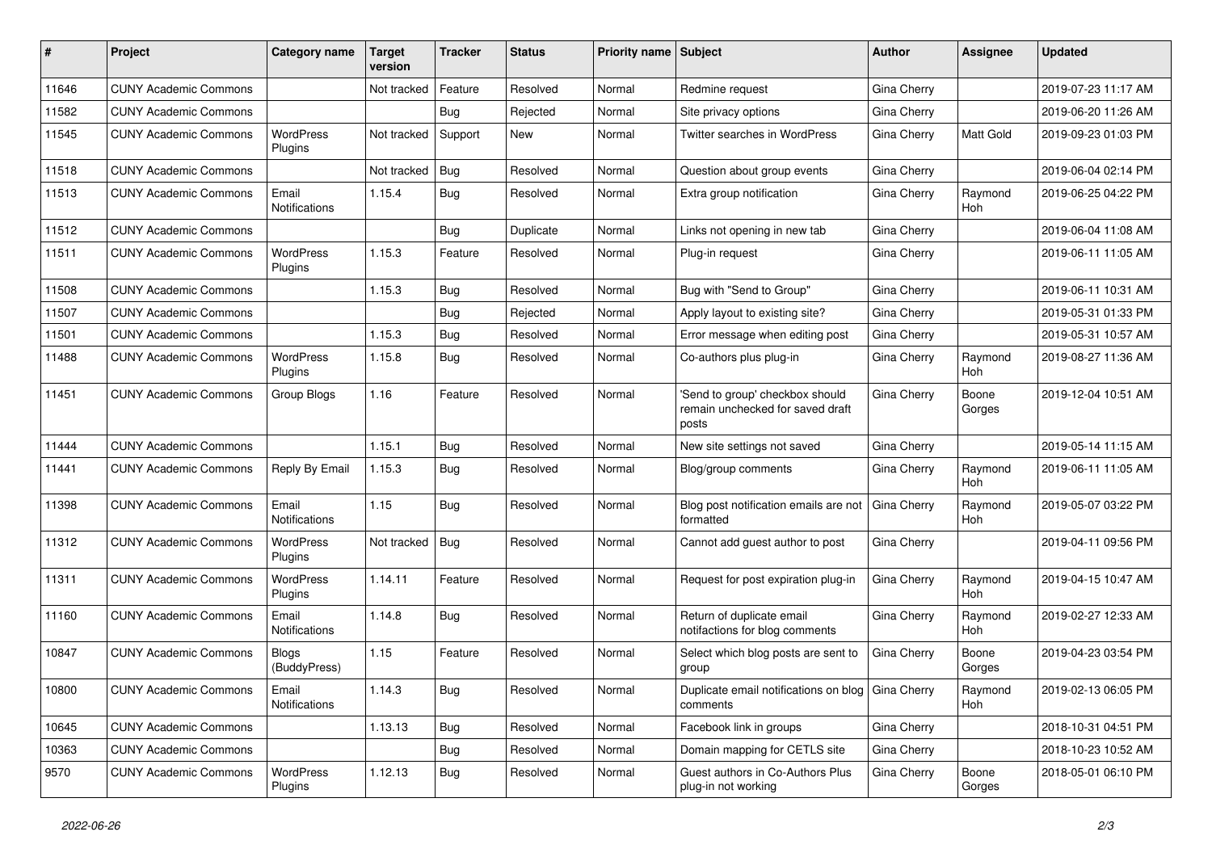| # | Project | Category name | Target version | Tracker | Status | Priority name | Subject | Author | Assignee | Updated |
|---|---|---|---|---|---|---|---|---|---|---|
| 11646 | CUNY Academic Commons | | Not tracked | Feature | Resolved | Normal | Redmine request | Gina Cherry | | 2019-07-23 11:17 AM |
| 11582 | CUNY Academic Commons | | | Bug | Rejected | Normal | Site privacy options | Gina Cherry | | 2019-06-20 11:26 AM |
| 11545 | CUNY Academic Commons | WordPress Plugins | Not tracked | Support | New | Normal | Twitter searches in WordPress | Gina Cherry | Matt Gold | 2019-09-23 01:03 PM |
| 11518 | CUNY Academic Commons | | Not tracked | Bug | Resolved | Normal | Question about group events | Gina Cherry | | 2019-06-04 02:14 PM |
| 11513 | CUNY Academic Commons | Email Notifications | 1.15.4 | Bug | Resolved | Normal | Extra group notification | Gina Cherry | Raymond Hoh | 2019-06-25 04:22 PM |
| 11512 | CUNY Academic Commons | | | Bug | Duplicate | Normal | Links not opening in new tab | Gina Cherry | | 2019-06-04 11:08 AM |
| 11511 | CUNY Academic Commons | WordPress Plugins | 1.15.3 | Feature | Resolved | Normal | Plug-in request | Gina Cherry | | 2019-06-11 11:05 AM |
| 11508 | CUNY Academic Commons | | 1.15.3 | Bug | Resolved | Normal | Bug with "Send to Group" | Gina Cherry | | 2019-06-11 10:31 AM |
| 11507 | CUNY Academic Commons | | | Bug | Rejected | Normal | Apply layout to existing site? | Gina Cherry | | 2019-05-31 01:33 PM |
| 11501 | CUNY Academic Commons | | 1.15.3 | Bug | Resolved | Normal | Error message when editing post | Gina Cherry | | 2019-05-31 10:57 AM |
| 11488 | CUNY Academic Commons | WordPress Plugins | 1.15.8 | Bug | Resolved | Normal | Co-authors plus plug-in | Gina Cherry | Raymond Hoh | 2019-08-27 11:36 AM |
| 11451 | CUNY Academic Commons | Group Blogs | 1.16 | Feature | Resolved | Normal | 'Send to group' checkbox should remain unchecked for saved draft posts | Gina Cherry | Boone Gorges | 2019-12-04 10:51 AM |
| 11444 | CUNY Academic Commons | | 1.15.1 | Bug | Resolved | Normal | New site settings not saved | Gina Cherry | | 2019-05-14 11:15 AM |
| 11441 | CUNY Academic Commons | Reply By Email | 1.15.3 | Bug | Resolved | Normal | Blog/group comments | Gina Cherry | Raymond Hoh | 2019-06-11 11:05 AM |
| 11398 | CUNY Academic Commons | Email Notifications | 1.15 | Bug | Resolved | Normal | Blog post notification emails are not formatted | Gina Cherry | Raymond Hoh | 2019-05-07 03:22 PM |
| 11312 | CUNY Academic Commons | WordPress Plugins | Not tracked | Bug | Resolved | Normal | Cannot add guest author to post | Gina Cherry | | 2019-04-11 09:56 PM |
| 11311 | CUNY Academic Commons | WordPress Plugins | 1.14.11 | Feature | Resolved | Normal | Request for post expiration plug-in | Gina Cherry | Raymond Hoh | 2019-04-15 10:47 AM |
| 11160 | CUNY Academic Commons | Email Notifications | 1.14.8 | Bug | Resolved | Normal | Return of duplicate email notifactions for blog comments | Gina Cherry | Raymond Hoh | 2019-02-27 12:33 AM |
| 10847 | CUNY Academic Commons | Blogs (BuddyPress) | 1.15 | Feature | Resolved | Normal | Select which blog posts are sent to group | Gina Cherry | Boone Gorges | 2019-04-23 03:54 PM |
| 10800 | CUNY Academic Commons | Email Notifications | 1.14.3 | Bug | Resolved | Normal | Duplicate email notifications on blog comments | Gina Cherry | Raymond Hoh | 2019-02-13 06:05 PM |
| 10645 | CUNY Academic Commons | | 1.13.13 | Bug | Resolved | Normal | Facebook link in groups | Gina Cherry | | 2018-10-31 04:51 PM |
| 10363 | CUNY Academic Commons | | | Bug | Resolved | Normal | Domain mapping for CETLS site | Gina Cherry | | 2018-10-23 10:52 AM |
| 9570 | CUNY Academic Commons | WordPress Plugins | 1.12.13 | Bug | Resolved | Normal | Guest authors in Co-Authors Plus plug-in not working | Gina Cherry | Boone Gorges | 2018-05-01 06:10 PM |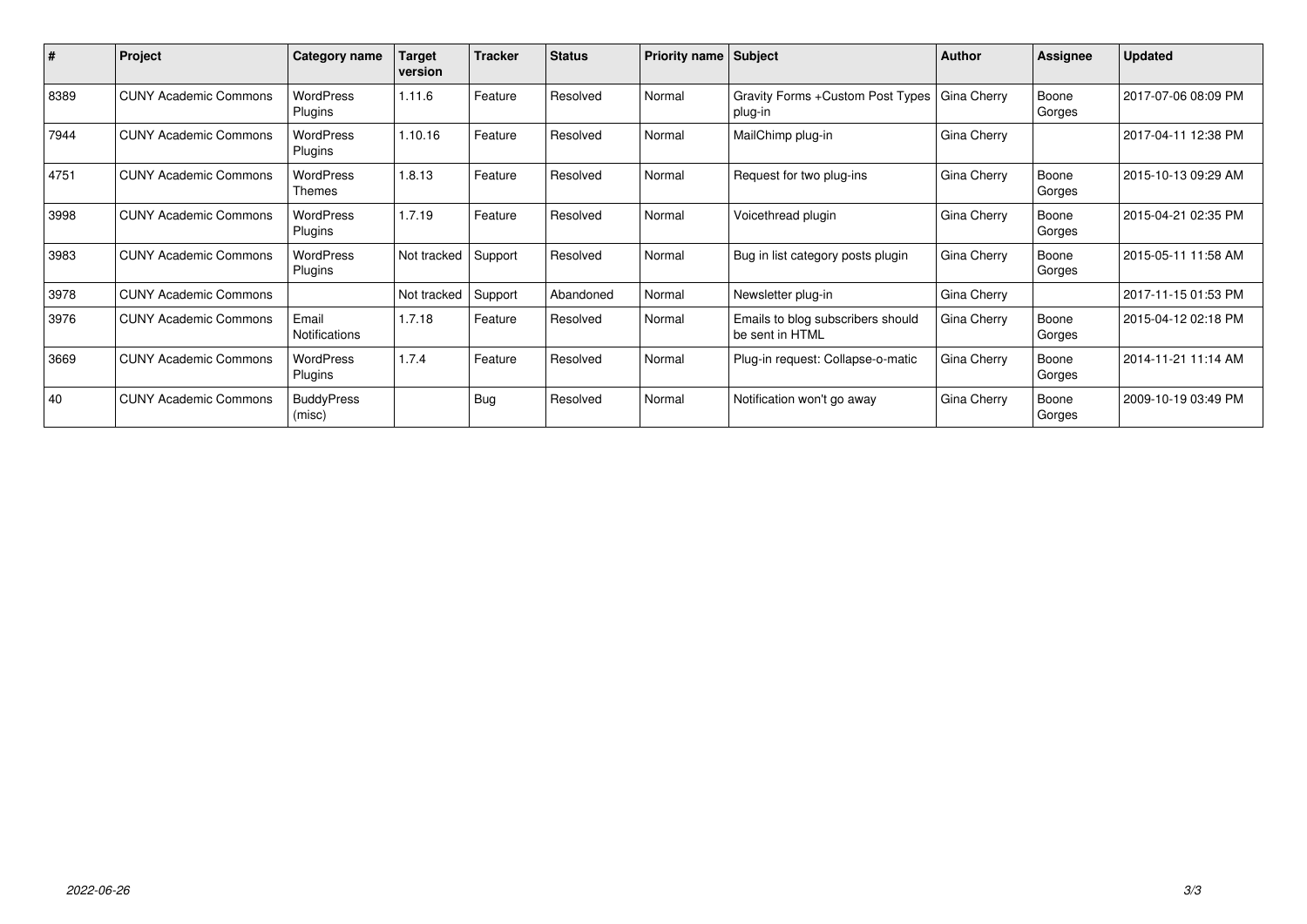| # | Project | Category name | Target version | Tracker | Status | Priority name | Subject | Author | Assignee | Updated |
|---|---|---|---|---|---|---|---|---|---|---|
| 8389 | CUNY Academic Commons | WordPress Plugins | 1.11.6 | Feature | Resolved | Normal | Gravity Forms +Custom Post Types plug-in | Gina Cherry | Boone Gorges | 2017-07-06 08:09 PM |
| 7944 | CUNY Academic Commons | WordPress Plugins | 1.10.16 | Feature | Resolved | Normal | MailChimp plug-in | Gina Cherry | | 2017-04-11 12:38 PM |
| 4751 | CUNY Academic Commons | WordPress Themes | 1.8.13 | Feature | Resolved | Normal | Request for two plug-ins | Gina Cherry | Boone Gorges | 2015-10-13 09:29 AM |
| 3998 | CUNY Academic Commons | WordPress Plugins | 1.7.19 | Feature | Resolved | Normal | Voicethread plugin | Gina Cherry | Boone Gorges | 2015-04-21 02:35 PM |
| 3983 | CUNY Academic Commons | WordPress Plugins | Not tracked | Support | Resolved | Normal | Bug in list category posts plugin | Gina Cherry | Boone Gorges | 2015-05-11 11:58 AM |
| 3978 | CUNY Academic Commons | | Not tracked | Support | Abandoned | Normal | Newsletter plug-in | Gina Cherry | | 2017-11-15 01:53 PM |
| 3976 | CUNY Academic Commons | Email Notifications | 1.7.18 | Feature | Resolved | Normal | Emails to blog subscribers should be sent in HTML | Gina Cherry | Boone Gorges | 2015-04-12 02:18 PM |
| 3669 | CUNY Academic Commons | WordPress Plugins | 1.7.4 | Feature | Resolved | Normal | Plug-in request: Collapse-o-matic | Gina Cherry | Boone Gorges | 2014-11-21 11:14 AM |
| 40 | CUNY Academic Commons | BuddyPress (misc) | | Bug | Resolved | Normal | Notification won't go away | Gina Cherry | Boone Gorges | 2009-10-19 03:49 PM |